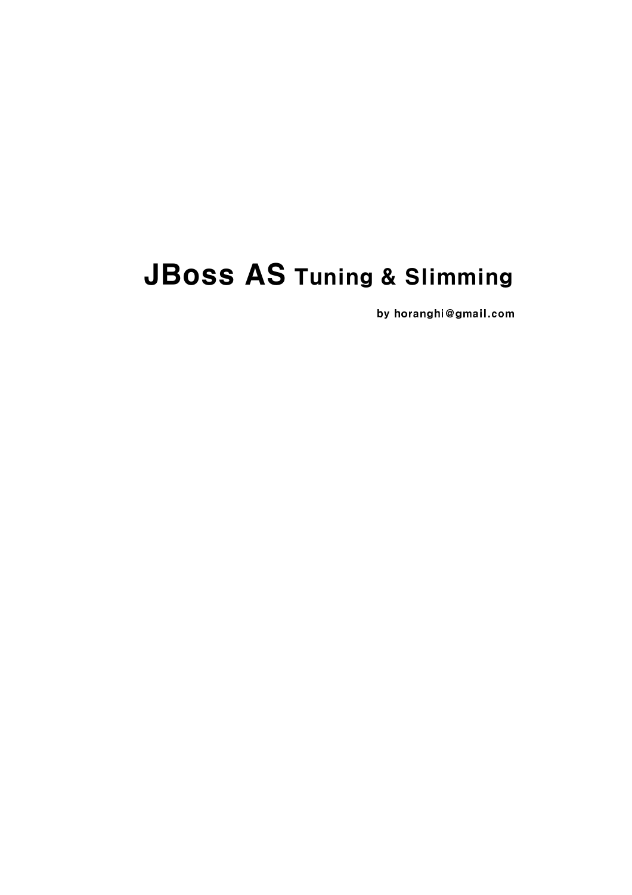# JBoss AS Tuning & Slimming

by horanghi@gmail.com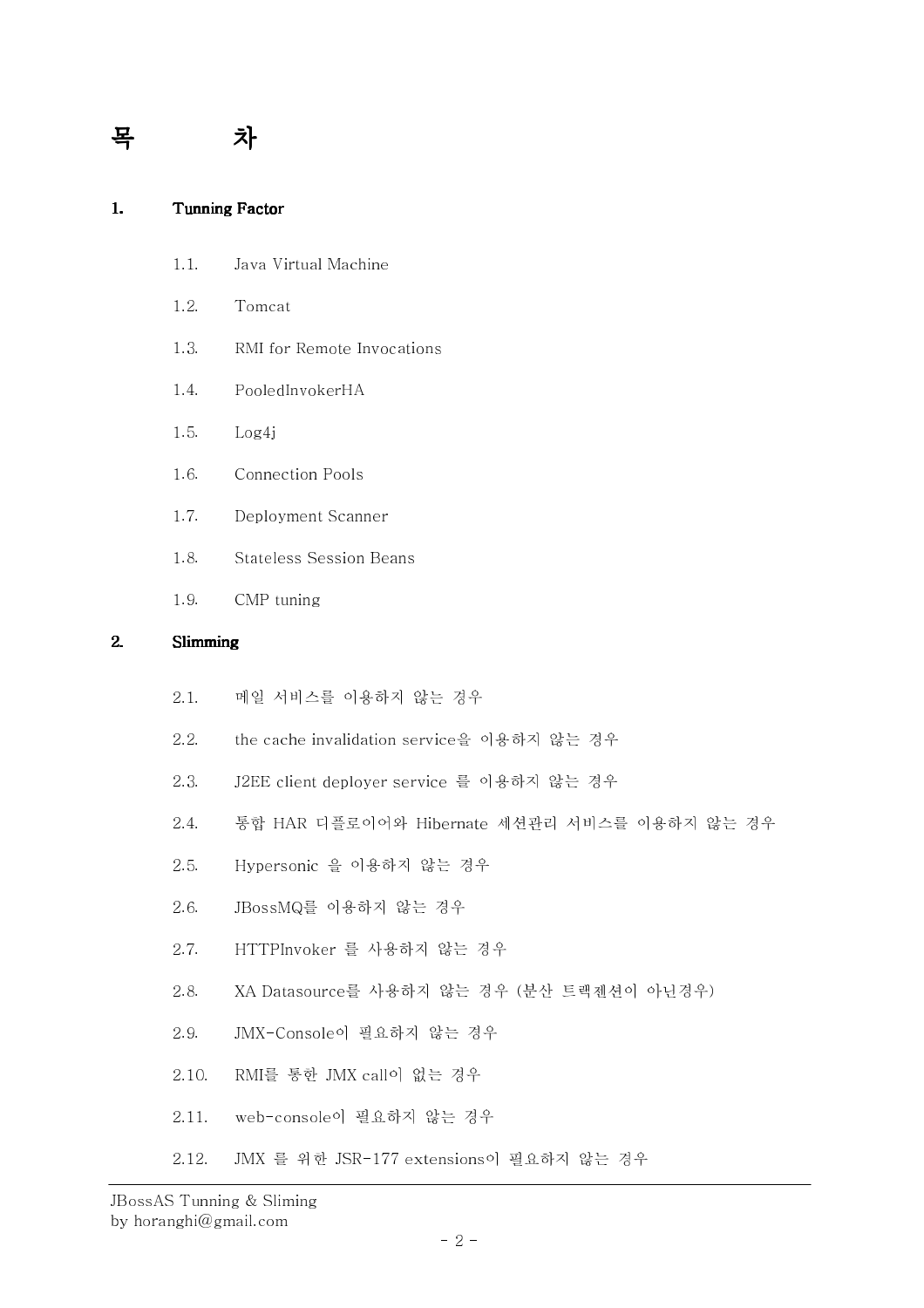# 목 차

**1. Tunning Factor**

- 1.1. Java Virtual Machine
- 1.2. Tomcat
- 1.3. RMI for Remote Invocations
- 1.4. PooledInvokerHA
- 1.5. Log4j
- 1.6. Connection Pools
- 1.7. Deployment Scanner
- 1.8. Stateless Session Beans
- 1.9. CMP tuning

**2. Slimming**

- 2.1. 메일 서비스를 이용하지 않는 경우
- 2.2. the cache invalidation service을 이용하지 않는 경우
- 2.3. J2EE client deployer service 를 이용하지 않는 경우
- 2.4. 통합 HAR 디플로이어와 Hibernate 세션관리 서비스를 이용하지 않는 경우
- 2.5. Hypersonic 을 이용하지 않는 경우
- 2.6. JBossMQ를 이용하지 않는 경우
- 2.7. HTTPInvoker 를 사용하지 않는 경우
- 2.8. XA Datasource를 사용하지 않는 경우 (분산 트랙젠션이 아닌경우)
- 2.9. JMX-Console이 필요하지 않는 경우
- 2.10. RMI를 통한 JMX call이 없는 경우
- 2.11. web-console이 필요하지 않는 경우
- 2.12. JMX 를 위한 JSR-177 extensions이 필요하지 않는 경우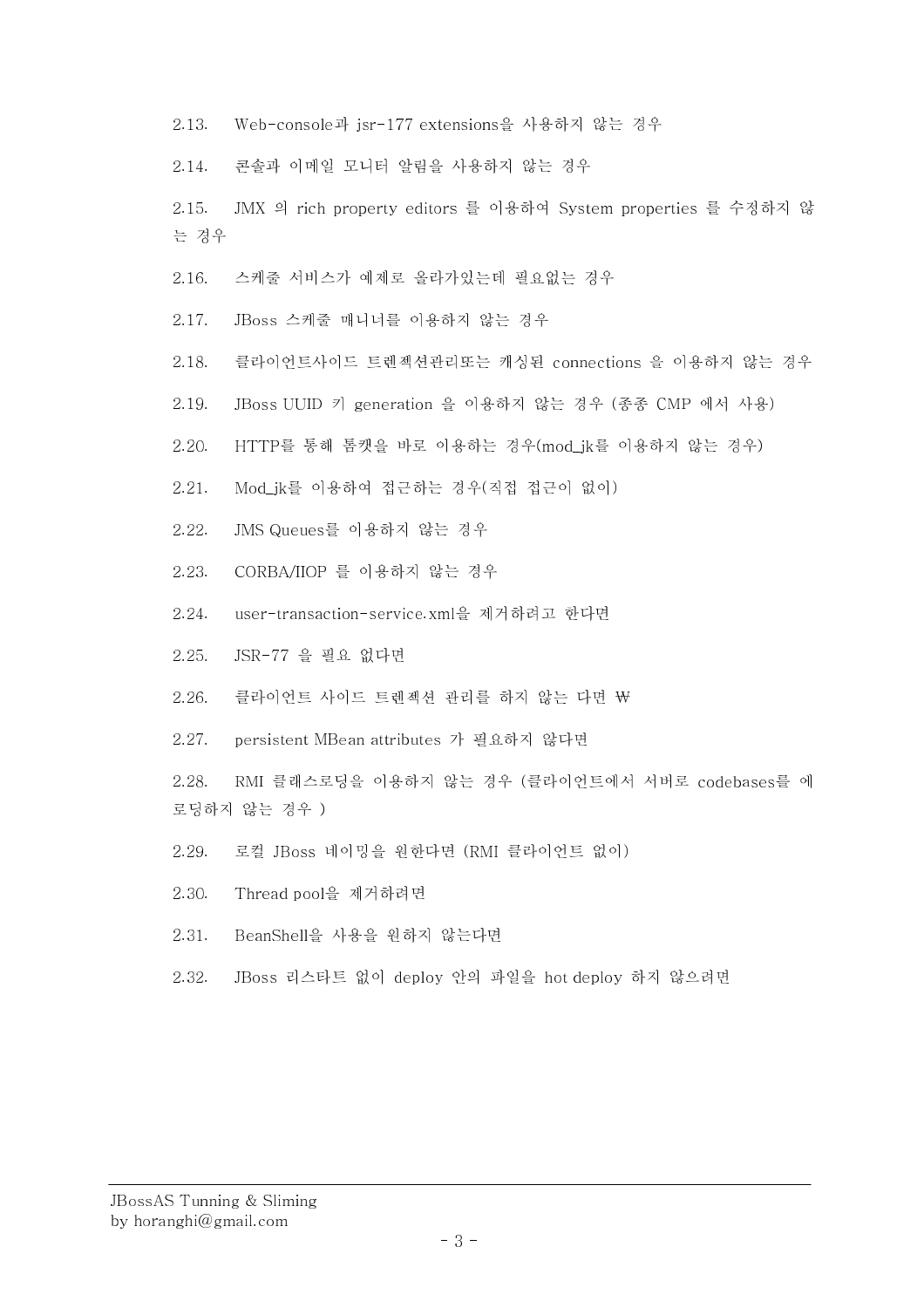2.13. Web-console과 jsr-177 extensions을 사용하지 않는 경우

2.14. 콘솔과 이메일 모니터 알림을 사용하지 않는 경우

2.15. JMX 의 rich property editors 를 이용하여 System properties 를 수정하지 않는 경우

2.16. 스케줄 서비스가 예제로 올라가있는데 필요없는 경우

2.17. JBoss 스케줄 매니너를 이용하지 않는 경우

2.18. 클라이언트사이드 트렌젝션관리또는 캐싱된 connections 을 이용하지 않는 경우

2.19. JBoss UUID 키 generation 을 이용하지 않는 경우 (종종 CMP 에서 사용)

2.20. HTTP를 통해 톰캣을 바로 이용하는 경우(mod_jk를 이용하지 않는 경우)

2.21. Mod_jk를 이용하여 접근하는 경우(직접 접근이 없이)

2.22. JMS Queues를 이용하지 않는 경우

2.23. CORBA/IIOP 를 이용하지 않는 경우

2.24. user-transaction-service.xml을 제거하려고 한다면

2.25. JSR-77 을 필요 없다면

2.26. 클라이언트 사이드 트렌젝션 관리를 하지 않는 다면 ₩

2.27. persistent MBean attributes 가 필요하지 않다면

2.28. RMI 클래스로딩을 이용하지 않는 경우 (클라이언트에서 서버로 codebases를 에로딩하지 않는 경우 )

2.29. 로컬 JBoss 네이밍을 원한다면 (RMI 클라이언트 없이)

2.30. Thread pool을 제거하려면

2.31. BeanShell을 사용을 원하지 않는다면

2.32. JBoss 리스타트 없이 deploy 안의 파일을 hot deploy 하지 않으려면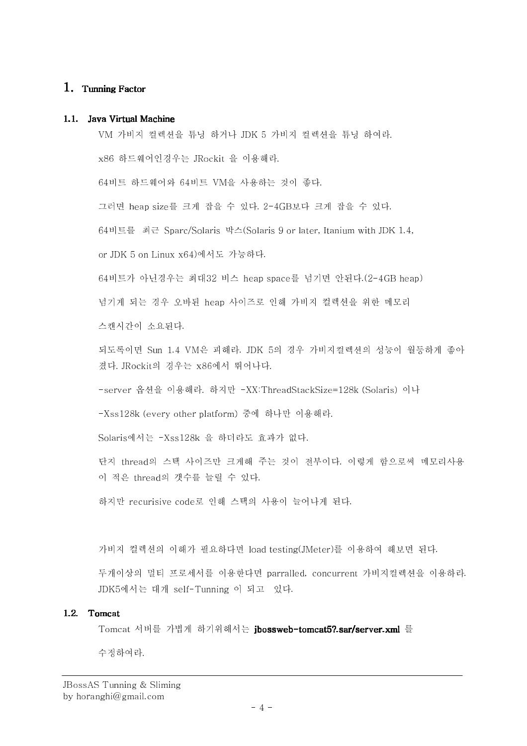# 1. Tunning Factor

## 1.1. Java Virtual Machine

VM 가비지 컬렉션을 튜닝 하거나 JDK 5 가비지 컬렉션을 튜닝 하여라.

x86 하드웨어인경우는 JRockit 을 이용해라.

64비트 하드웨어와 64비트 VM을 사용하는 것이 좋다.

그러면 heap size를 크게 잡을 수 있다. 2-4GB보다 크게 잡을 수 있다.

64비트를 최근 Sparc/Solaris 박스(Solaris 9 or later, Itanium with JDK 1.4,

or JDK 5 on Linux x64)에서도 가능하다.

64비트가 아닌경우는 최대32 비스 heap space를 넘기면 안된다.(2-4GB heap)

넘기게 되는 경우 오바된 heap 사이즈로 인해 가비지 컬렉션을 위한 메모리

스캔시간이 소요된다.

되도록이면 Sun 1.4 VM은 피해라. JDK 5의 경우 가비지컬렉션의 성능이 월등하게 좋아졌다. JRockit의 경우는 x86에서 뛰어나다.

-server 옵션을 이용해라. 하지만 -XX:ThreadStackSize=128k (Solaris) 이나

-Xss128k (every other platform) 중에 하나만 이용해라.

Solaris에서는 -Xss128k 을 하더라도 효과가 없다.

단지 thread의 스택 사이즈만 크게해 주는 것이 전부이다. 이렇게 함으로써 메모리사용이 적은 thread의 갯수를 늘릴 수 있다.

하지만 recurisive code로 인해 스택의 사용이 늘어나게 된다.

가비지 컬렉션의 이해가 필요하다면 load testing(JMeter)를 이용하여 해보면 된다.

두개이상의 멀티 프로세서를 이용한다면 parralled, concurrent 가비지컬렉션을 이용하라. JDK5에서는 대개 self-Tunning 이 되고 있다.

## 1.2. Tomcat

Tomcat 서버를 가볍게 하기위해서는 **jbossweb-tomcat5?.sar/server.xml** 를

수정하여라.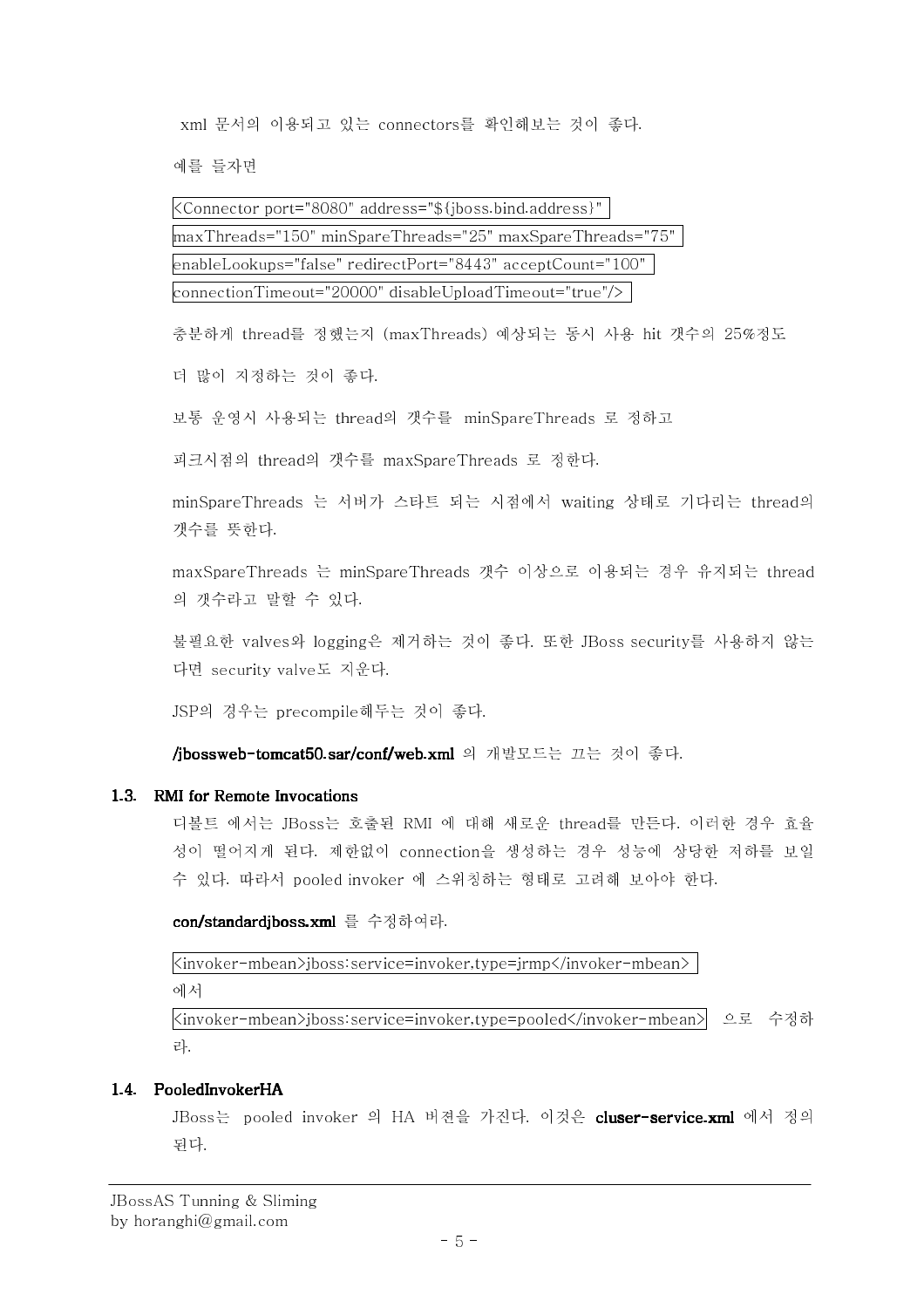xml 문서의 이용되고 있는 connectors를 확인해보는 것이 좋다.

예를 들자면

```
<Connector port="8080" address="${jboss.bind.address}"
maxThreads="150" minSpareThreads="25" maxSpareThreads="75"
enableLookups="false" redirectPort="8443" acceptCount="100"
connectionTimeout="20000" disableUploadTimeout="true"/>
```

충분하게 thread를 정했는지 (maxThreads) 예상되는 동시 사용 hit 갯수의 25%정도

더 많이 지정하는 것이 좋다.

보통 운영시 사용되는 thread의 갯수를 minSpareThreads 로 정하고

피크시점의 thread의 갯수를 maxSpareThreads 로 정한다.

minSpareThreads 는 서버가 스타트 되는 시점에서 waiting 상태로 기다리는 thread의 갯수를 뜻한다.

maxSpareThreads 는 minSpareThreads 갯수 이상으로 이용되는 경우 유지되는 thread 의 갯수라고 말할 수 있다.

불필요한 valves와 logging은 제거하는 것이 좋다. 또한 JBoss security를 사용하지 않는다면 security valve도 지운다.

JSP의 경우는 precompile해두는 것이 좋다.

**/jbossweb-tomcat50.sar/conf/web.xml** 의 개발모드는 끄는 것이 좋다.

### 1.3. RMI for Remote Invocations

디볼트 에서는 JBoss는 호출된 RMI 에 대해 새로운 thread를 만든다. 이러한 경우 효율성이 떨어지게 된다. 제한없이 connection을 생성하는 경우 성능에 상당한 저하를 보일 수 있다. 따라서 pooled invoker 에 스위칭하는 형태로 고려해 보아야 한다.

**con/standardjboss.xml** 를 수정하여라.

```
<invoker-mbean>jboss:service=invoker,type=jrmp</invoker-mbean>
```

에서

```
<invoker-mbean>jboss:service=invoker,type=pooled</invoker-mbean>
```

으로 수정하라.

### 1.4. PooledInvokerHA

JBoss는 pooled invoker 의 HA 버젼을 가진다. 이것은 **cluser-service.xml** 에서 정의된다.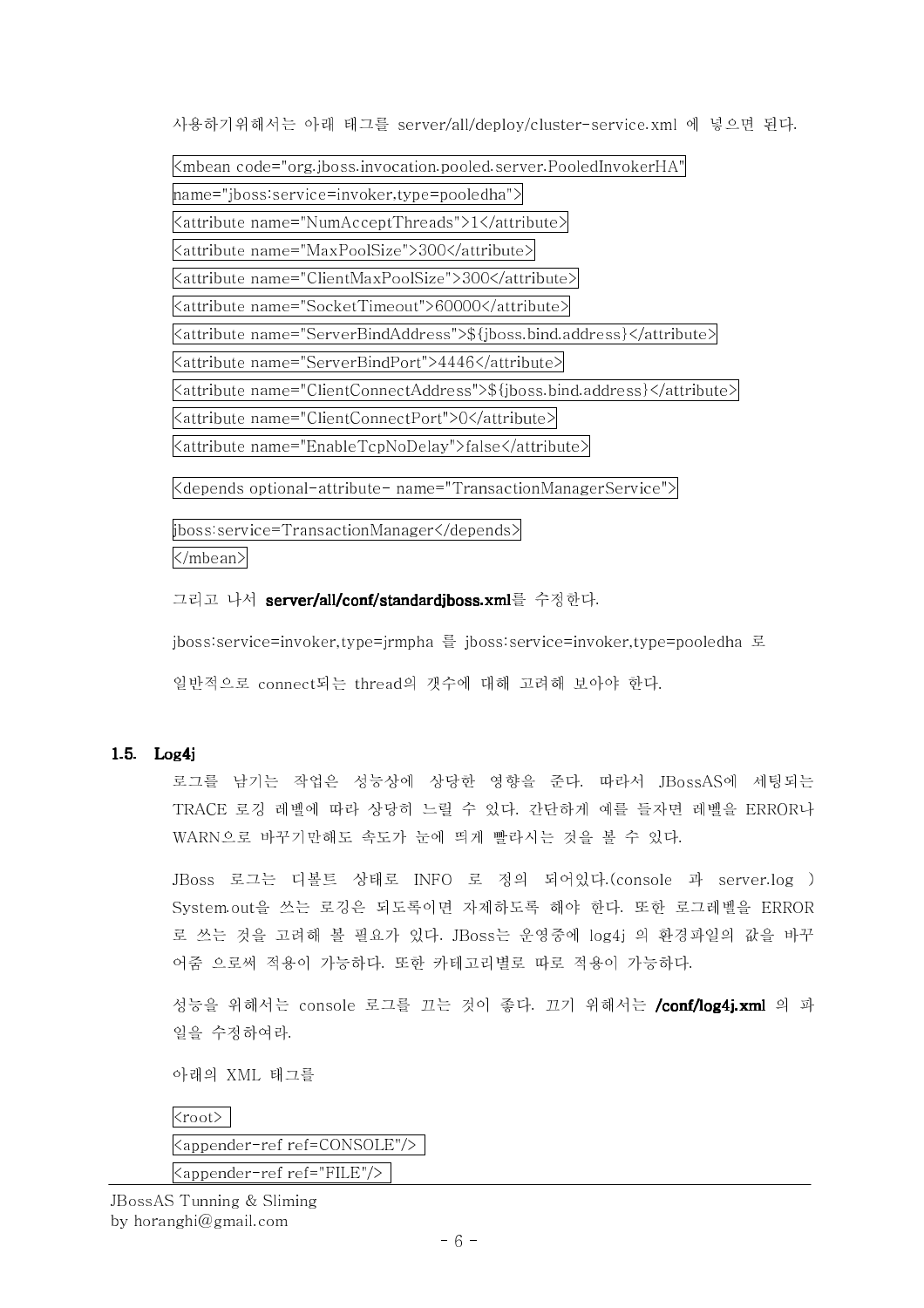사용하기위해서는 아래 태그를 server/all/deploy/cluster-service.xml 에 넣으면 된다.

```
<mbean code="org.jboss.invocation.pooled.server.PooledInvokerHA"
name="jboss:service=invoker,type=pooledha">
<attribute name="NumAcceptThreads">1</attribute>
<attribute name="MaxPoolSize">300</attribute>
<attribute name="ClientMaxPoolSize">300</attribute>
<attribute name="SocketTimeout">60000</attribute>
<attribute name="ServerBindAddress">${jboss.bind.address}</attribute>
<attribute name="ServerBindPort">4446</attribute>
<attribute name="ClientConnectAddress">${jboss.bind.address}</attribute>
<attribute name="ClientConnectPort">0</attribute>
<attribute name="EnableTcpNoDelay">false</attribute>
<depends optional-attribute- name="TransactionManagerService">
jboss:service=TransactionManager</depends>
</mbean>
```

그리고 나서 **server/all/conf/standardjboss.xml**를 수정한다.

jboss:service=invoker,type=jrmpha 를 jboss:service=invoker,type=pooledha 로

일반적으로 connect되는 thread의 갯수에 대해 고려해 보아야 한다.

### 1.5. Log4j

로그를 남기는 작업은 성능상에 상당한 영향을 준다. 따라서 JBossAS에 세팅되는 TRACE 로깅 레벨에 따라 상당히 느릴 수 있다. 간단하게 예를 들자면 레벨을 ERROR나 WARN으로 바꾸기만해도 속도가 눈에 띄게 빨라시는 것을 볼 수 있다.

JBoss 로그는 디볼트 상태로 INFO 로 정의 되어있다.(console 과 server.log ) System.out을 쓰는 로깅은 되도록이면 자제하도록 해야 한다. 또한 로그레벨을 ERROR로 쓰는 것을 고려해 볼 필요가 있다. JBoss는 운영중에 log4j 의 환경파일의 값을 바꾸어줌 으로써 적용이 가능하다. 또한 카테고리별로 따로 적용이 가능하다.

성능을 위해서는 console 로그를 끄는 것이 좋다. 끄기 위해서는 **/conf/log4j.xml** 의 파일을 수정하여라.

아래의 XML 태그를

```
<root>
<appender-ref ref=CONSOLE"/>
<appender-ref ref="FILE"/>
```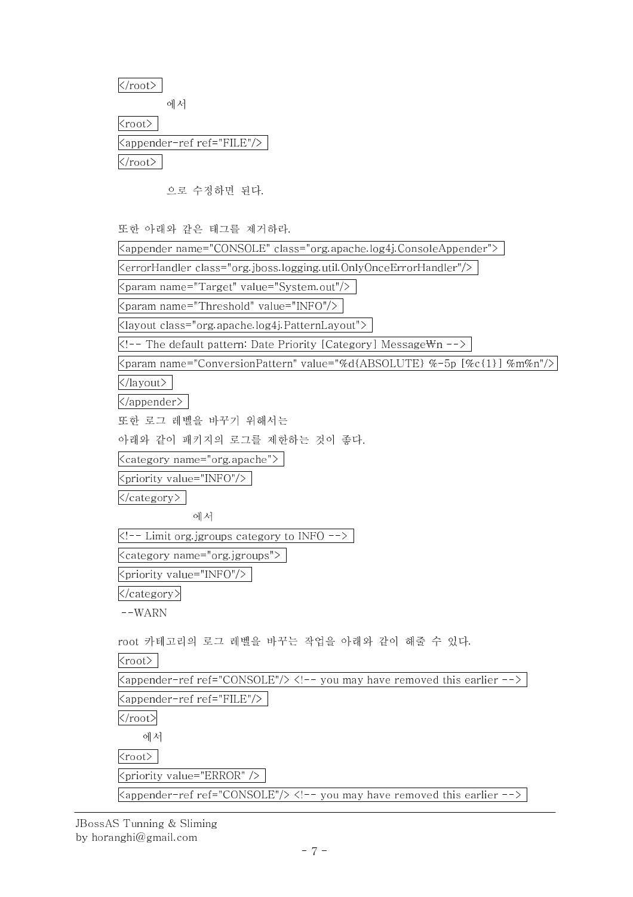```
</root>
```

에서

```
<root>
<appender-ref ref="FILE"/>
</root>
```

으로 수정하면 된다.

또한 아래와 같은 테그를 제거하라.

```
<appender name="CONSOLE" class="org.apache.log4j.ConsoleAppender">
<errorHandler class="org.jboss.logging.util.OnlyOnceErrorHandler"/>
<param name="Target" value="System.out"/>
<param name="Threshold" value="INFO"/>
<layout class="org.apache.log4j.PatternLayout">
<!-- The default pattern: Date Priority [Category] Message₩n -->
<param name="ConversionPattern" value="%d{ABSOLUTE} %-5p [%c{1}] %m%n"/>
</layout>
</appender>
```

또한 로그 레벨을 바꾸기 위해서는

아래와 같이 패키지의 로그를 제한하는 것이 좋다.

```
<category name="org.apache">
<priority value="INFO"/>
</category>
```

에서

```
<!-- Limit org.jgroups category to INFO -->
<category name="org.jgroups">
<priority value="INFO"/>
</category>
```

--WARN

root 카테고리의 로그 레벨을 바꾸는 작업을 아래와 같이 해줄 수 있다.

```
<root>
<appender-ref ref="CONSOLE"/> <!-- you may have removed this earlier -->
<appender-ref ref="FILE"/>
</root>
```

에서

```
<root>
<priority value="ERROR" />
<appender-ref ref="CONSOLE"/> <!-- you may have removed this earlier -->
```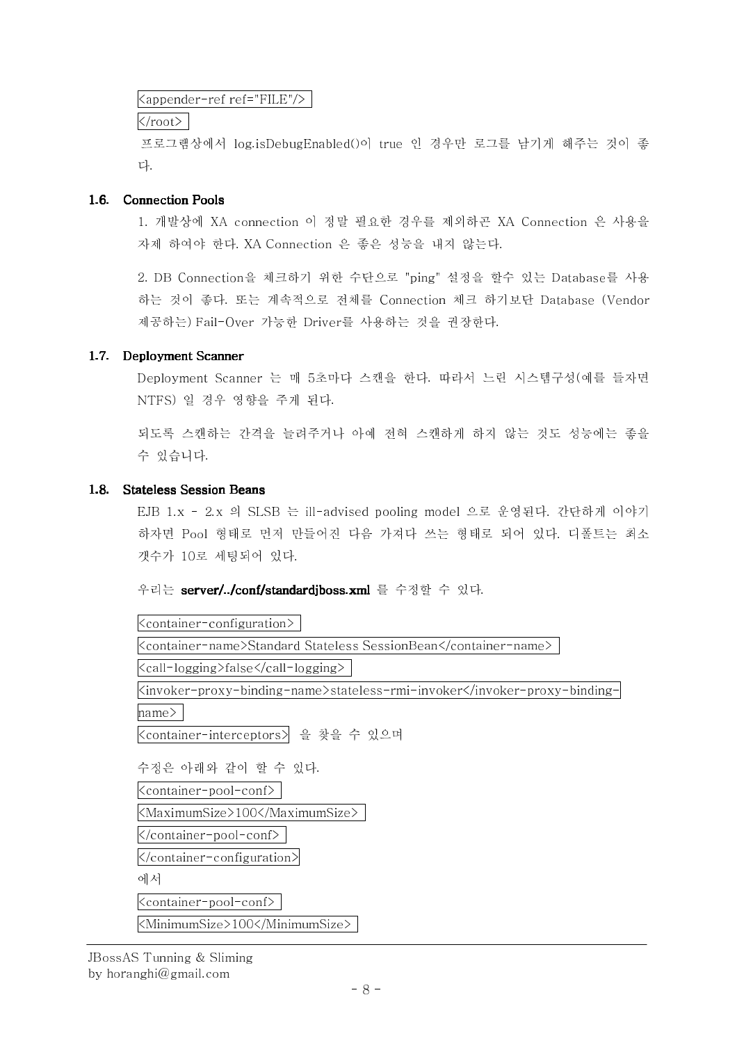```
<appender-ref ref="FILE"/>
</root>
```

프로그램상에서 log.isDebugEnabled()이 true 인 경우만 로그를 남기게 헤주는 것이 좋다.

### 1.6. Connection Pools

1. 개발상에 XA connection 이 정말 필요한 경우를 제외하곤 XA Connection 은 사용을 자제 하여야 한다. XA Connection 은 좋은 성능을 내지 않는다.

2. DB Connection을 체크하기 위한 수단으로 "ping" 설정을 할수 있는 Database를 사용하는 것이 좋다. 또는 계속적으로 전체를 Connection 체크 하기보단 Database (Vendor 제공하는) Fail-Over 가능한 Driver를 사용하는 것을 권장한다.

### 1.7. Deployment Scanner

Deployment Scanner 는 매 5초마다 스캔을 한다. 따라서 느린 시스템구성(예를 들자면 NTFS) 일 경우 영향을 주게 된다.

되도록 스캔하는 간격을 늘려주거나 아예 전혀 스캔하게 하지 않는 것도 성능에는 좋을 수 있습니다.

### 1.8. Stateless Session Beans

EJB 1.x - 2.x 의 SLSB 는 ill-advised pooling model 으로 운영된다. 간단하게 이야기 하자면 Pool 형태로 먼저 만들어진 다음 가져다 쓰는 형태로 되어 있다. 디폴트는 최소 갯수가 10로 세팅되어 있다.

우리는 **server/../conf/standardjboss.xml** 를 수정할 수 있다.

```
<container-configuration>
<container-name>Standard Stateless SessionBean</container-name>
<call-logging>false</call-logging>
<invoker-proxy-binding-name>stateless-rmi-invoker</invoker-proxy-binding-name>
<container-interceptors>
```

을 찾을 수 있으며

수정은 아래와 같이 할 수 있다.

```
<container-pool-conf>
<MaximumSize>100</MaximumSize>
</container-pool-conf>
</container-configuration>
```

에서

```
<container-pool-conf>
<MinimumSize>100</MinimumSize>
```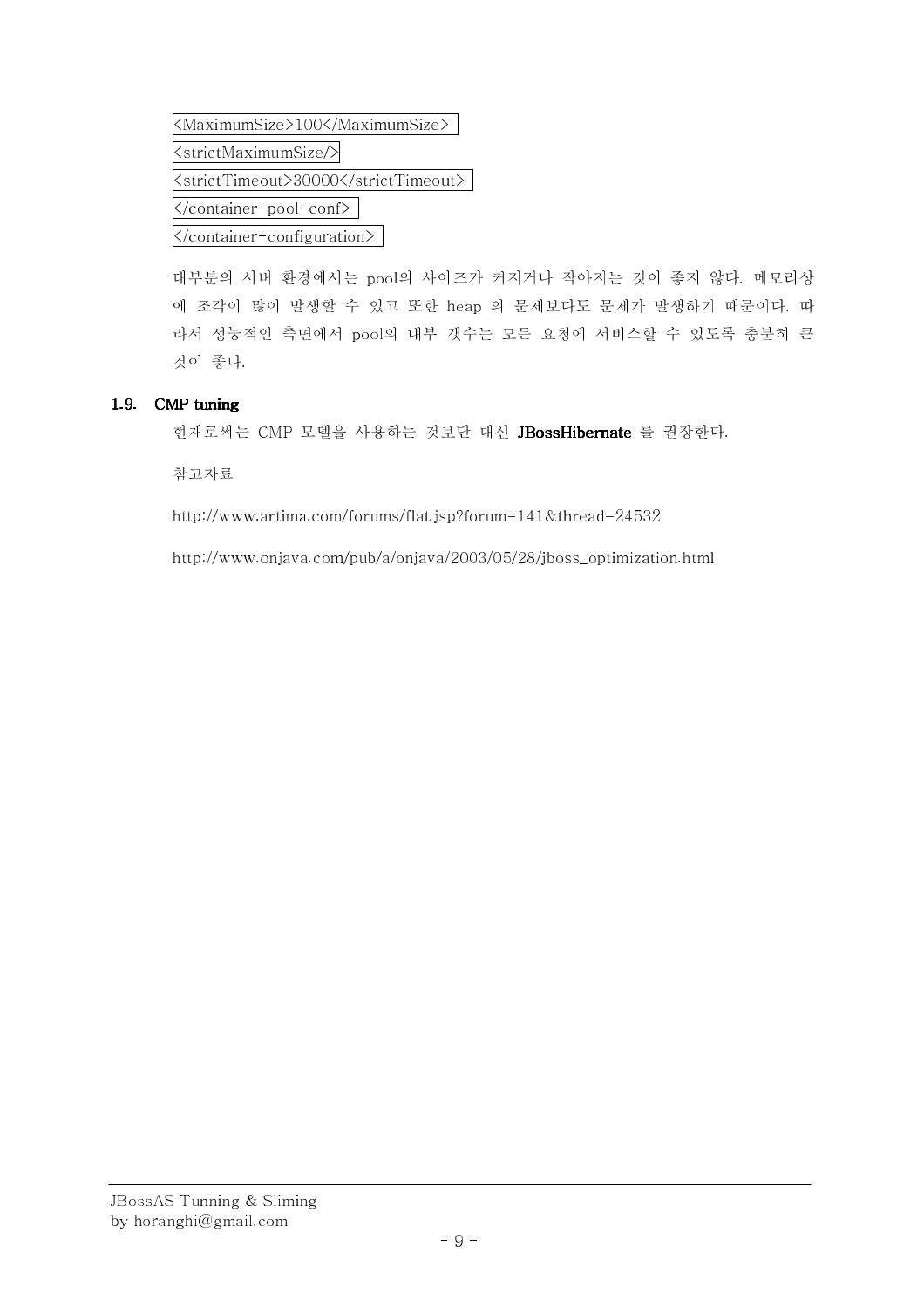```
<MaximumSize>100</MaximumSize>
<strictMaximumSize/>
<strictTimeout>30000</strictTimeout>
</container-pool-conf>
</container-configuration>
```

대부분의 서버 환경에서는 pool의 사이즈가 커지거나 작아지는 것이 좋지 않다. 메모리상에 조각이 많이 발생할 수 있고 또한 heap 의 문제보다도 문제가 발생하기 때문이다. 따라서 성능적인 측면에서 pool의 내부 갯수는 모든 요청에 서비스할 수 있도록 충분히 큰 것이 좋다.

## 1.9. CMP tuning

현재로써는 CMP 모델을 사용하는 것보단 대신 **JBossHibernate** 를 권장한다.

참고자료

http://www.artima.com/forums/flat.jsp?forum=141&thread=24532

http://www.onjava.com/pub/a/onjava/2003/05/28/jboss_optimization.html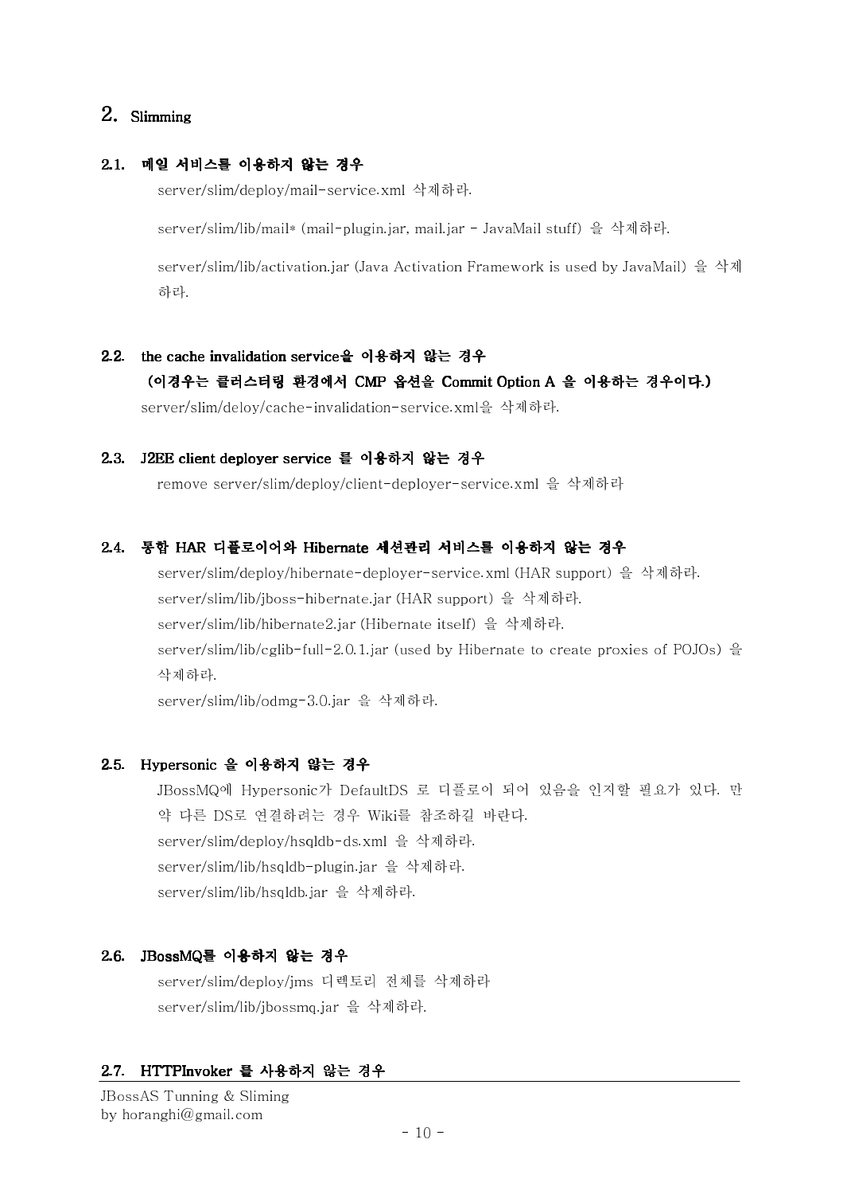## 2. Slimming

### 2.1. 메일 서비스를 이용하지 않는 경우

server/slim/deploy/mail-service.xml 삭제하라.

server/slim/lib/mail* (mail-plugin.jar, mail.jar - JavaMail stuff) 을 삭제하라.

server/slim/lib/activation.jar (Java Activation Framework is used by JavaMail) 을 삭제하라.

### 2.2. the cache invalidation service을 이용하지 않는 경우 (이경우는 클러스터링 환경에서 CMP 옵션을 Commit Option A 을 이용하는 경우이다.)

server/slim/deloy/cache-invalidation-service.xml을 삭제하라.

### 2.3. J2EE client deployer service 를 이용하지 않는 경우

remove server/slim/deploy/client-deployer-service.xml 을 삭제하라

### 2.4. 통합 HAR 디플로이어와 Hibernate 세션관리 서비스를 이용하지 않는 경우

server/slim/deploy/hibernate-deployer-service.xml (HAR support) 을 삭제하라.

server/slim/lib/jboss-hibernate.jar (HAR support) 을 삭제하라.

server/slim/lib/hibernate2.jar (Hibernate itself) 을 삭제하라.

server/slim/lib/cglib-full-2.0.1.jar (used by Hibernate to create proxies of POJOs) 을 삭제하라.

server/slim/lib/odmg-3.0.jar 을 삭제하라.

### 2.5. Hypersonic 을 이용하지 않는 경우

JBossMQ에 Hypersonic가 DefaultDS 로 디플로이 되어 있음을 인지할 필요가 있다. 만약 다른 DS로 연결하려는 경우 Wiki를 참조하길 바란다.

server/slim/deploy/hsqldb-ds.xml 을 삭제하라.

server/slim/lib/hsqldb-plugin.jar 을 삭제하라.

server/slim/lib/hsqldb.jar 을 삭제하라.

### 2.6. JBossMQ를 이용하지 않는 경우

server/slim/deploy/jms 디렉토리 전체를 삭제하라

server/slim/lib/jbossmq.jar 을 삭제하라.

### 2.7. HTTPInvoker 를 사용하지 않는 경우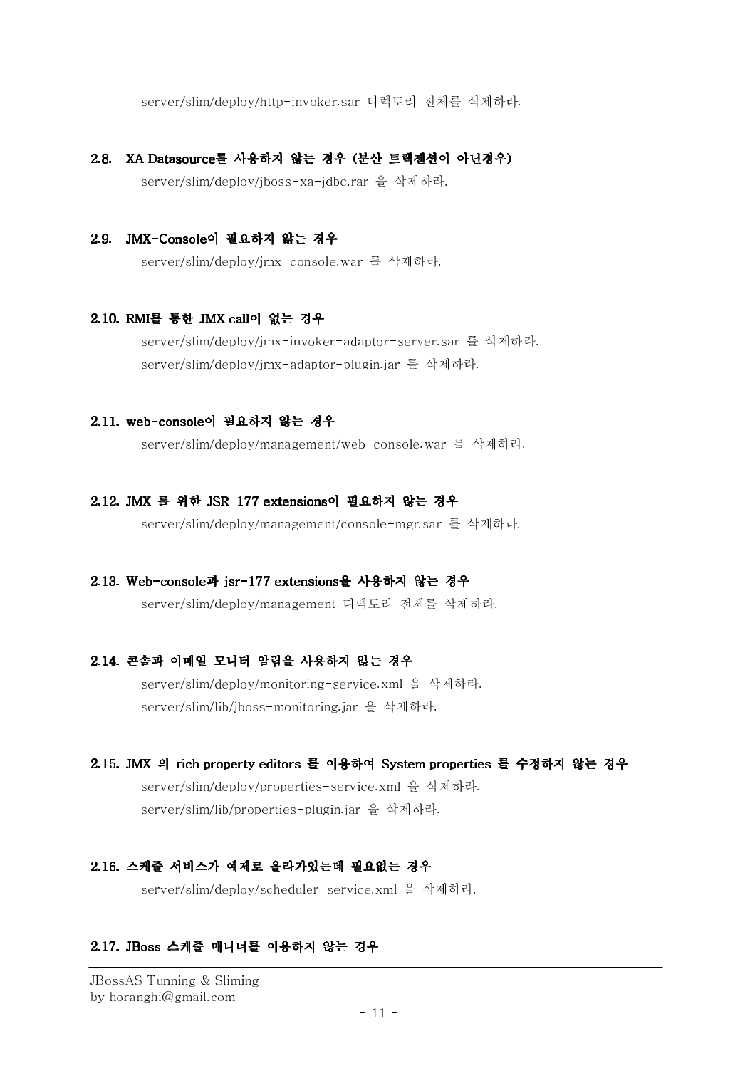server/slim/deploy/http-invoker.sar 디렉토리 전체를 삭제하라.

### 2.8. XA Datasource를 사용하지 않는 경우 (분산 트랙젝션이 아닌경우)

server/slim/deploy/jboss-xa-jdbc.rar 을 삭제하라.

### 2.9. JMX-Console이 필요하지 않는 경우

server/slim/deploy/jmx-console.war 를 삭제하라.

### 2.10. RMI를 통한 JMX call이 없는 경우

server/slim/deploy/jmx-invoker-adaptor-server.sar 를 삭제하라.
server/slim/deploy/jmx-adaptor-plugin.jar 를 삭제하라.

### 2.11. web-console이 필요하지 않는 경우

server/slim/deploy/management/web-console.war 를 삭제하라.

### 2.12. JMX 를 위한 JSR-177 extensions이 필요하지 않는 경우

server/slim/deploy/management/console-mgr.sar 를 삭제하라.

### 2.13. Web-console과 jsr-177 extensions을 사용하지 않는 경우

server/slim/deploy/management 디렉토리 전체를 삭제하라.

### 2.14. 콘솔과 이메일 모니터 알림을 사용하지 않는 경우

server/slim/deploy/monitoring-service.xml 을 삭제하라.
server/slim/lib/jboss-monitoring.jar 을 삭제하라.

### 2.15. JMX 의 rich property editors 를 이용하여 System properties 를 수정하지 않는 경우

server/slim/deploy/properties-service.xml 을 삭제하라.
server/slim/lib/properties-plugin.jar 을 삭제하라.

### 2.16. 스케쥴 서비스가 예제로 올라가있는데 필요없는 경우

server/slim/deploy/scheduler-service.xml 을 삭제하라.

### 2.17. JBoss 스케쥴 매니너를 이용하지 않는 경우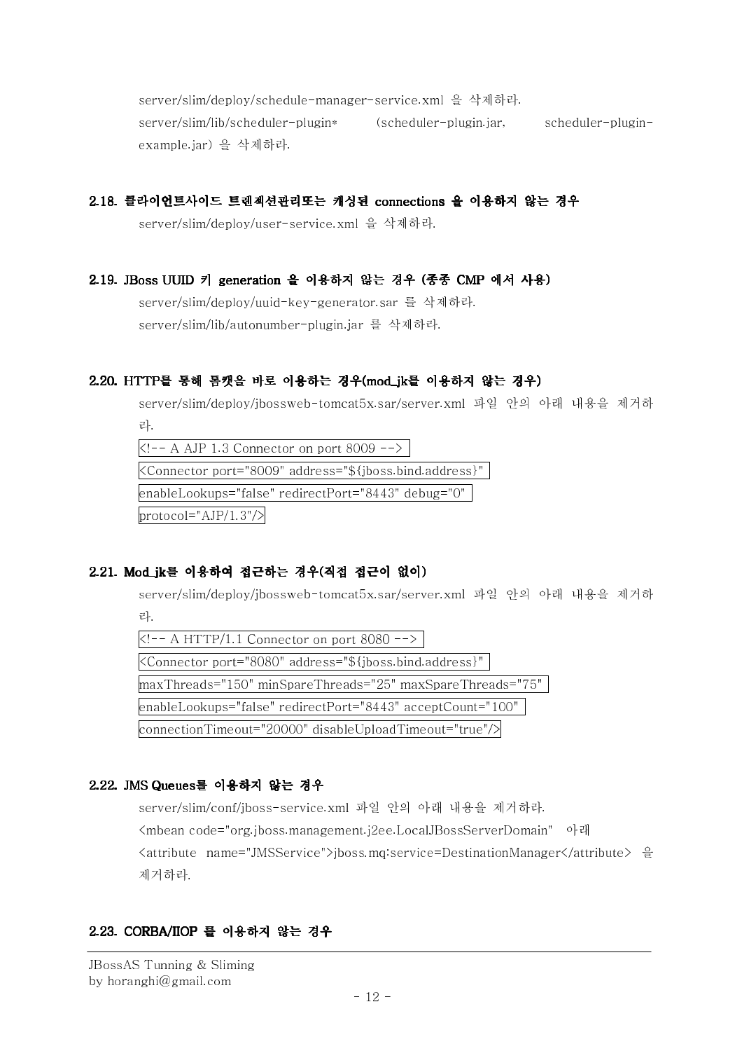server/slim/deploy/schedule-manager-service.xml 을 삭제하라.

server/slim/lib/scheduler-plugin* (scheduler-plugin.jar, scheduler-plugin-example.jar) 을 삭제하라.

## 2.18. 클라이언트사이드 트렌젝션관리또는 캐싱된 connections 을 이용하지 않는 경우

server/slim/deploy/user-service.xml 을 삭제하라.

## 2.19. JBoss UUID 키 generation 을 이용하지 않는 경우 (종종 CMP 에서 사용)

server/slim/deploy/uuid-key-generator.sar 를 삭제하라.

server/slim/lib/autonumber-plugin.jar 를 삭제하라.

## 2.20. HTTP를 통해 톰캣을 바로 이용하는 경우(mod_jk를 이용하지 않는 경우)

server/slim/deploy/jbossweb-tomcat5x.sar/server.xml 파일 안의 아래 내용을 제거하라.

```
<!-- A AJP 1.3 Connector on port 8009 -->
<Connector port="8009" address="${jboss.bind.address}"
enableLookups="false" redirectPort="8443" debug="0"
protocol="AJP/1.3"/>
```

## 2.21. Mod_jk를 이용하여 접근하는 경우(직접 접근이 없이)

server/slim/deploy/jbossweb-tomcat5x.sar/server.xml 파일 안의 아래 내용을 제거하라.

```
<!-- A HTTP/1.1 Connector on port 8080 -->
<Connector port="8080" address="${jboss.bind.address}"
maxThreads="150" minSpareThreads="25" maxSpareThreads="75"
enableLookups="false" redirectPort="8443" acceptCount="100"
connectionTimeout="20000" disableUploadTimeout="true"/>
```

## 2.22. JMS Queues를 이용하지 않는 경우

server/slim/conf/jboss-service.xml 파일 안의 아래 내용을 제거하라.

<mbean code="org.jboss.management.j2ee.LocalJBossServerDomain" 아래 <attribute name="JMSService">jboss.mq:service=DestinationManager</attribute> 을 제거하라.

## 2.23. CORBA/IIOP 를 이용하지 않는 경우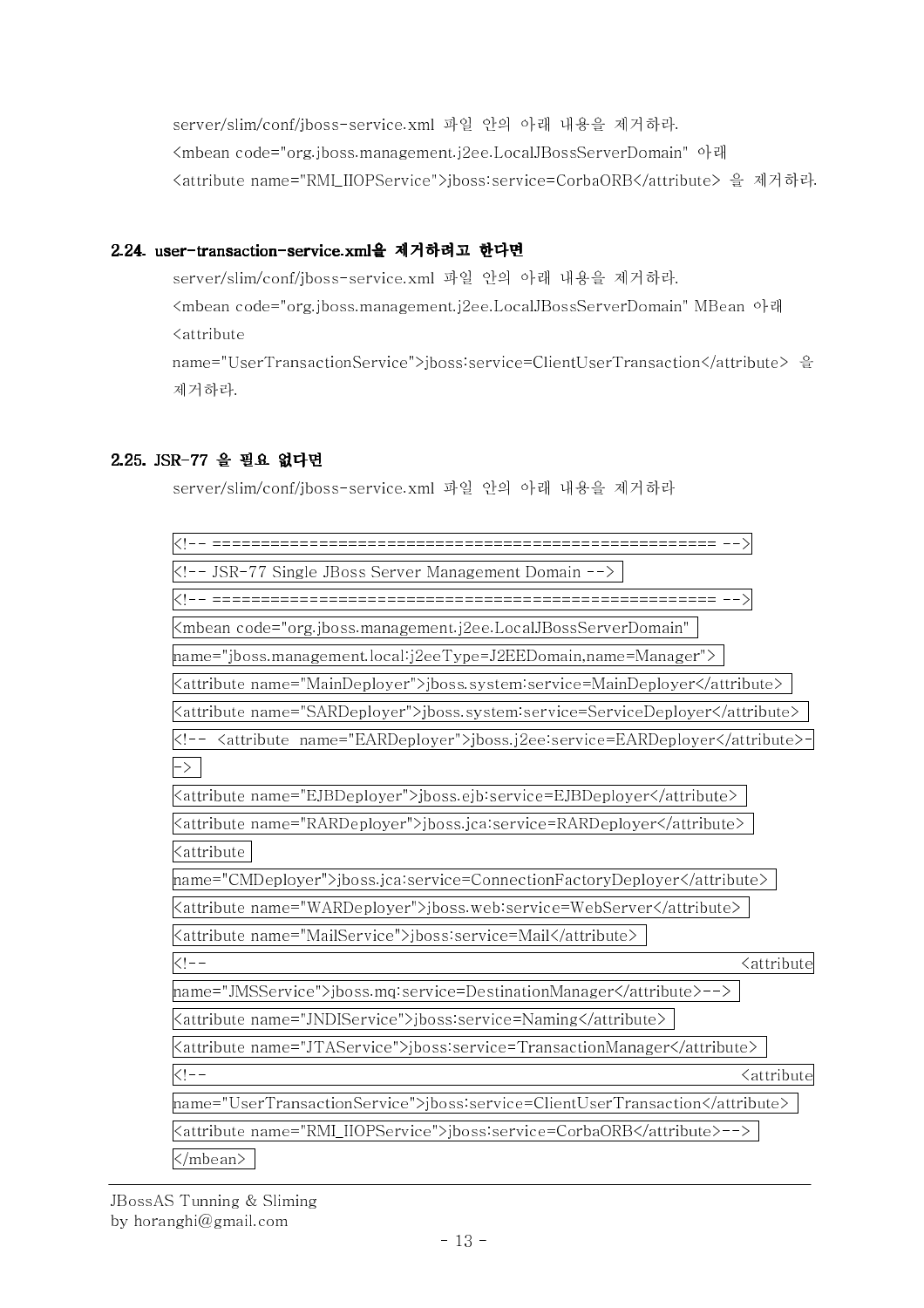server/slim/conf/jboss-service.xml 파일 안의 아래 내용을 제거하라.

<mbean code="org.jboss.management.j2ee.LocalJBossServerDomain" 아래

<attribute name="RMI_IIOPService">jboss:service=CorbaORB</attribute> 을 제거하라.

### 2.24. user-transaction-service.xml을 제거하려고 한다면

server/slim/conf/jboss-service.xml 파일 안의 아래 내용을 제거하라.

<mbean code="org.jboss.management.j2ee.LocalJBossServerDomain" MBean 아래

<attribute name="UserTransactionService">jboss:service=ClientUserTransaction</attribute> 을 제거하라.

### 2.25. JSR-77 을 필요 없다면

server/slim/conf/jboss-service.xml 파일 안의 아래 내용을 제거하라

```
<!-- ==================================================== -->
<!-- JSR-77 Single JBoss Server Management Domain -->
<!-- ==================================================== -->
<mbean code="org.jboss.management.j2ee.LocalJBossServerDomain"
name="jboss.management.local:j2eeType=J2EEDomain,name=Manager">
<attribute name="MainDeployer">jboss.system:service=MainDeployer</attribute>
<attribute name="SARDeployer">jboss.system:service=ServiceDeployer</attribute>
<!-- <attribute name="EARDeployer">jboss.j2ee:service=EARDeployer</attribute>-->
<attribute name="EJBDeployer">jboss.ejb:service=EJBDeployer</attribute>
<attribute name="RARDeployer">jboss.jca:service=RARDeployer</attribute>
<attribute
name="CMDeployer">jboss.jca:service=ConnectionFactoryDeployer</attribute>
<attribute name="WARDeployer">jboss.web:service=WebServer</attribute>
<attribute name="MailService">jboss:service=Mail</attribute>
<!-- <attribute
name="JMSService">jboss.mq:service=DestinationManager</attribute>-->
<attribute name="JNDIService">jboss:service=Naming</attribute>
<attribute name="JTAService">jboss:service=TransactionManager</attribute>
<!-- <attribute
name="UserTransactionService">jboss:service=ClientUserTransaction</attribute>
<attribute name="RMI_IIOPService">jboss:service=CorbaORB</attribute>-->
</mbean>
```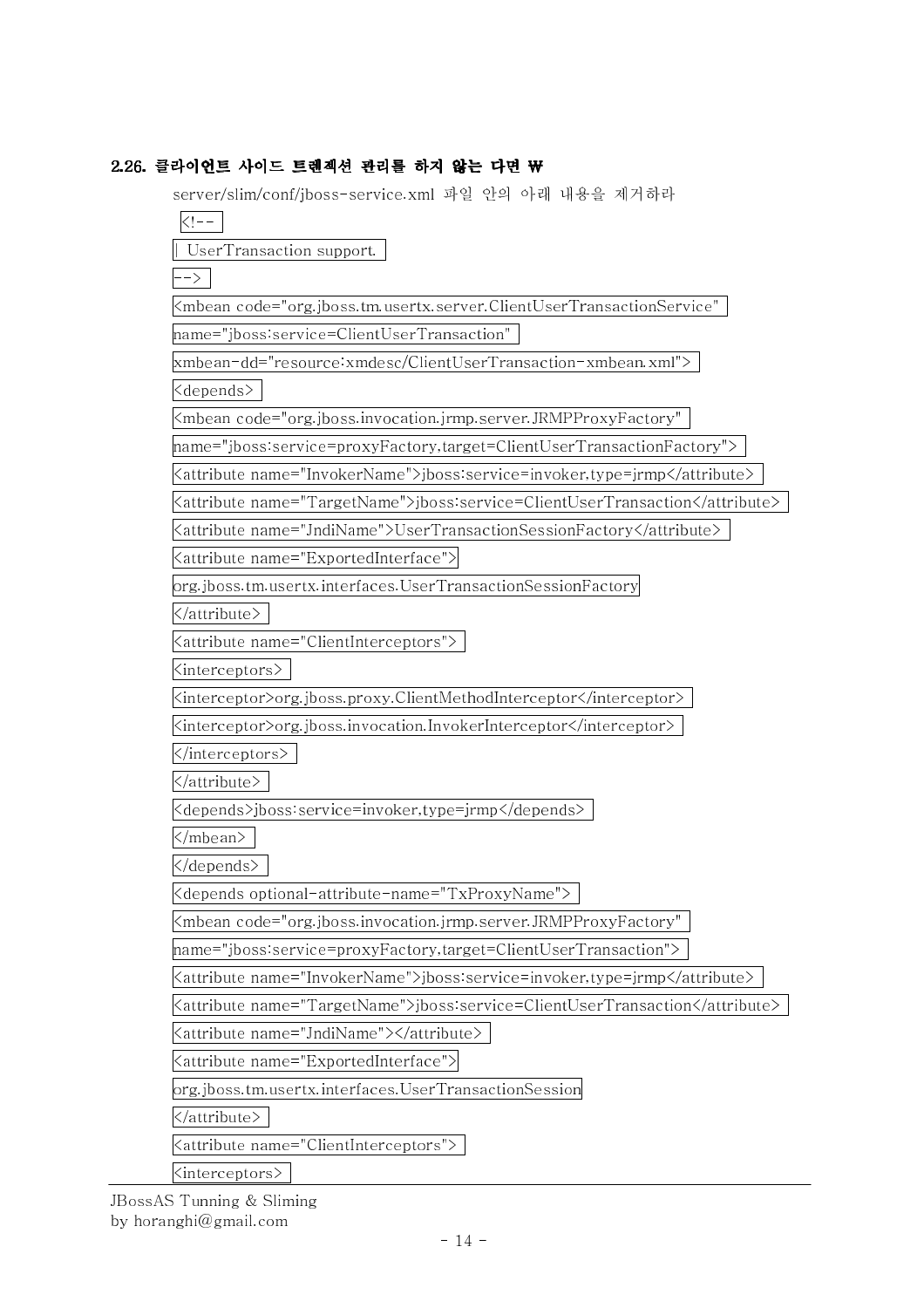## 2.26. 클라이언트 사이드 트렌젝션 관리를 하지 않는 다면 ₩

server/slim/conf/jboss-service.xml 파일 안의 아래 내용을 제거하라

```
<!--
| UserTransaction support.
-->
<mbean code="org.jboss.tm.usertx.server.ClientUserTransactionService"
name="jboss:service=ClientUserTransaction"
xmbean-dd="resource:xmdesc/ClientUserTransaction-xmbean.xml">
<depends>
<mbean code="org.jboss.invocation.jrmp.server.JRMPProxyFactory"
name="jboss:service=proxyFactory,target=ClientUserTransactionFactory">
<attribute name="InvokerName">jboss:service=invoker,type=jrmp</attribute>
<attribute name="TargetName">jboss:service=ClientUserTransaction</attribute>
<attribute name="JndiName">UserTransactionSessionFactory</attribute>
<attribute name="ExportedInterface">
org.jboss.tm.usertx.interfaces.UserTransactionSessionFactory
</attribute>
<attribute name="ClientInterceptors">
<interceptors>
<interceptor>org.jboss.proxy.ClientMethodInterceptor</interceptor>
<interceptor>org.jboss.invocation.InvokerInterceptor</interceptor>
</interceptors>
</attribute>
<depends>jboss:service=invoker,type=jrmp</depends>
</mbean>
</depends>
<depends optional-attribute-name="TxProxyName">
<mbean code="org.jboss.invocation.jrmp.server.JRMPProxyFactory"
name="jboss:service=proxyFactory,target=ClientUserTransaction">
<attribute name="InvokerName">jboss:service=invoker,type=jrmp</attribute>
<attribute name="TargetName">jboss:service=ClientUserTransaction</attribute>
<attribute name="JndiName"></attribute>
<attribute name="ExportedInterface">
org.jboss.tm.usertx.interfaces.UserTransactionSession
</attribute>
<attribute name="ClientInterceptors">
<interceptors>
```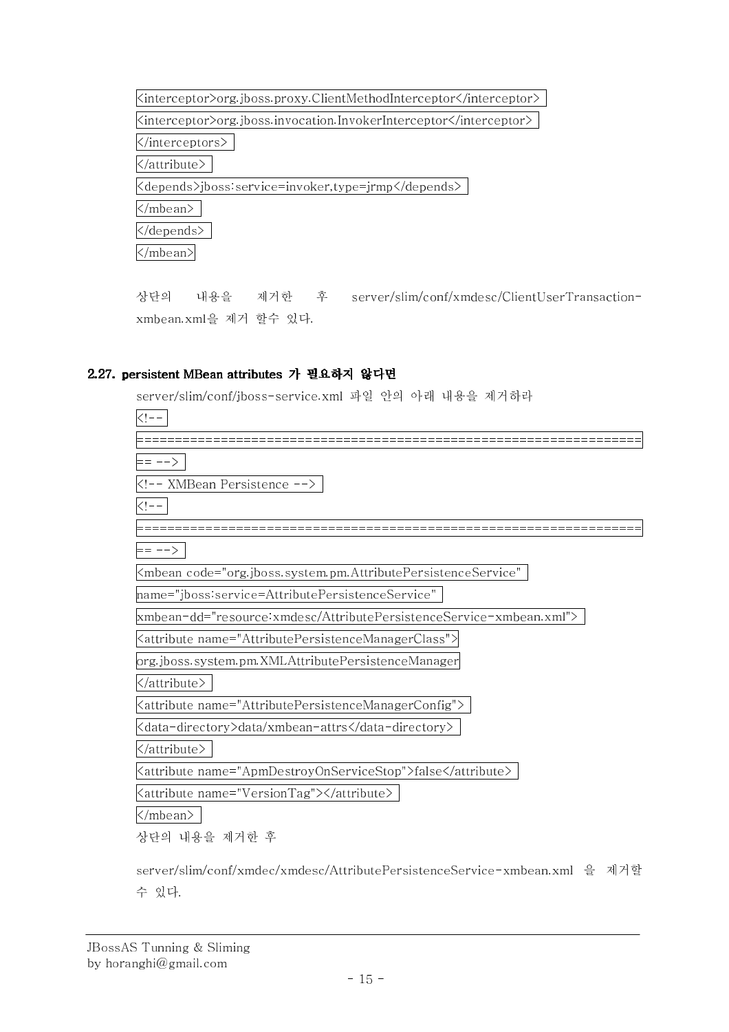```
<interceptor>org.jboss.proxy.ClientMethodInterceptor</interceptor>
<interceptor>org.jboss.invocation.InvokerInterceptor</interceptor>
</interceptors>
</attribute>
<depends>jboss:service=invoker,type=jrmp</depends>
</mbean>
</depends>
</mbean>
```

상단의 내용을 제거한 후 server/slim/conf/xmdesc/ClientUserTransaction-xmbean.xml을 제거 할수 있다.

## 2.27. persistent MBean attributes 가 필요하지 않다면

server/slim/conf/jboss-service.xml 파일 안의 아래 내용을 제거하라

```
<!--
=================================================================
== -->
<!-- XMBean Persistence -->
<!--
=================================================================
== -->
<mbean code="org.jboss.system.pm.AttributePersistenceService"
name="jboss:service=AttributePersistenceService"
xmbean-dd="resource:xmdesc/AttributePersistenceService-xmbean.xml">
<attribute name="AttributePersistenceManagerClass">
org.jboss.system.pm.XMLAttributePersistenceManager
</attribute>
<attribute name="AttributePersistenceManagerConfig">
<data-directory>data/xmbean-attrs</data-directory>
</attribute>
<attribute name="ApmDestroyOnServiceStop">false</attribute>
<attribute name="VersionTag"></attribute>
</mbean>
```

상단의 내용을 제거한 후

server/slim/conf/xmdec/xmdesc/AttributePersistenceService-xmbean.xml 을 제거할 수 있다.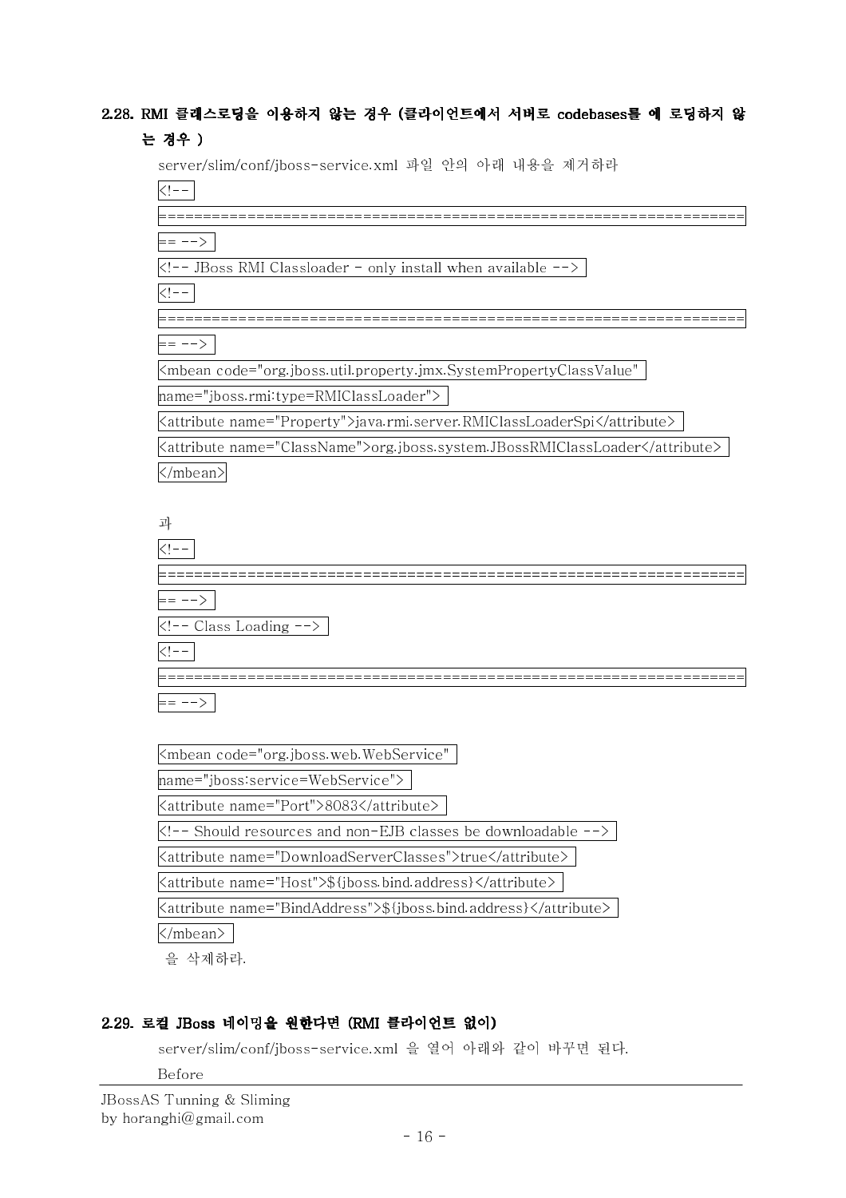## 2.28. RMI 클래스로딩을 이용하지 않는 경우 (클라이언트에서 서버로 codebases를 에 로딩하지 않는 경우 )

server/slim/conf/jboss-service.xml 파일 안의 아래 내용을 제거하라

```
<!--
==================================================================
== -->
<!-- JBoss RMI Classloader - only install when available -->
<!--
==================================================================
== -->
<mbean code="org.jboss.util.property.jmx.SystemPropertyClassValue"
name="jboss.rmi:type=RMIClassLoader">
<attribute name="Property">java.rmi.server.RMIClassLoaderSpi</attribute>
<attribute name="ClassName">org.jboss.system.JBossRMIClassLoader</attribute>
</mbean>
```

과

```
<!--
==================================================================
== -->
<!-- Class Loading -->
<!--
==================================================================
== -->

<mbean code="org.jboss.web.WebService"
name="jboss:service=WebService">
<attribute name="Port">8083</attribute>
<!-- Should resources and non-EJB classes be downloadable -->
<attribute name="DownloadServerClasses">true</attribute>
<attribute name="Host">${jboss.bind.address}</attribute>
<attribute name="BindAddress">${jboss.bind.address}</attribute>
</mbean>
```

을 삭제하라.

## 2.29. 로컬 JBoss 네이밍을 원한다면 (RMI 클라이언트 없이)

server/slim/conf/jboss-service.xml 을 열어 아래와 같이 바꾸면 된다.

Before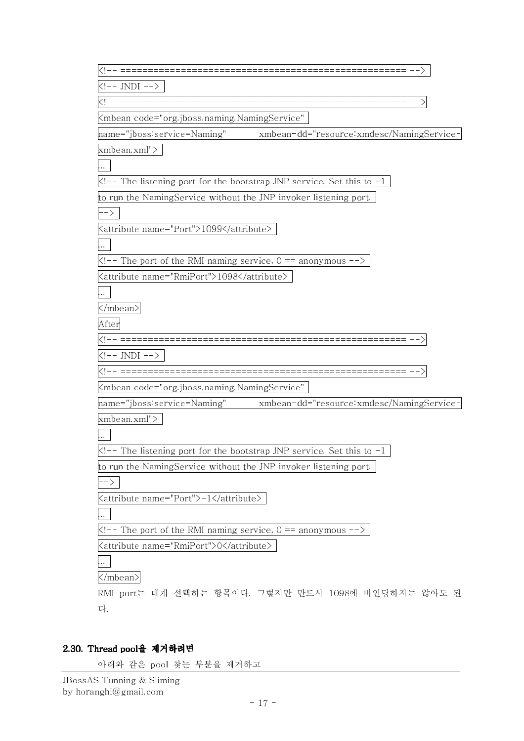```
<!-- ==================================================== -->
<!-- JNDI -->
<!-- ==================================================== -->
<mbean code="org.jboss.naming.NamingService"
name="jboss:service=Naming"          xmbean-dd="resource:xmdesc/NamingService-
xmbean.xml">
...
<!-- The listening port for the bootstrap JNP service. Set this to -1
to run the NamingService without the JNP invoker listening port.
-->
<attribute name="Port">1099</attribute>
...
<!-- The port of the RMI naming service, 0 == anonymous -->
<attribute name="RmiPort">1098</attribute>
...
</mbean>
```

After

```
<!-- ==================================================== -->
<!-- JNDI -->
<!-- ==================================================== -->
<mbean code="org.jboss.naming.NamingService"
name="jboss:service=Naming"          xmbean-dd="resource:xmdesc/NamingService-
xmbean.xml">
...
<!-- The listening port for the bootstrap JNP service. Set this to -1
to run the NamingService without the JNP invoker listening port.
-->
<attribute name="Port">-1</attribute>
...
<!-- The port of the RMI naming service, 0 == anonymous -->
<attribute name="RmiPort">0</attribute>
...
</mbean>
```

RMI port는 대게 선택하는 항목이다. 그렇지만 만드시 1098에 바인딩하지는 않아도 된다.

## 2.30. Thread pool을 제거하려면

아래와 같은 pool 찾는 부분을 제거하고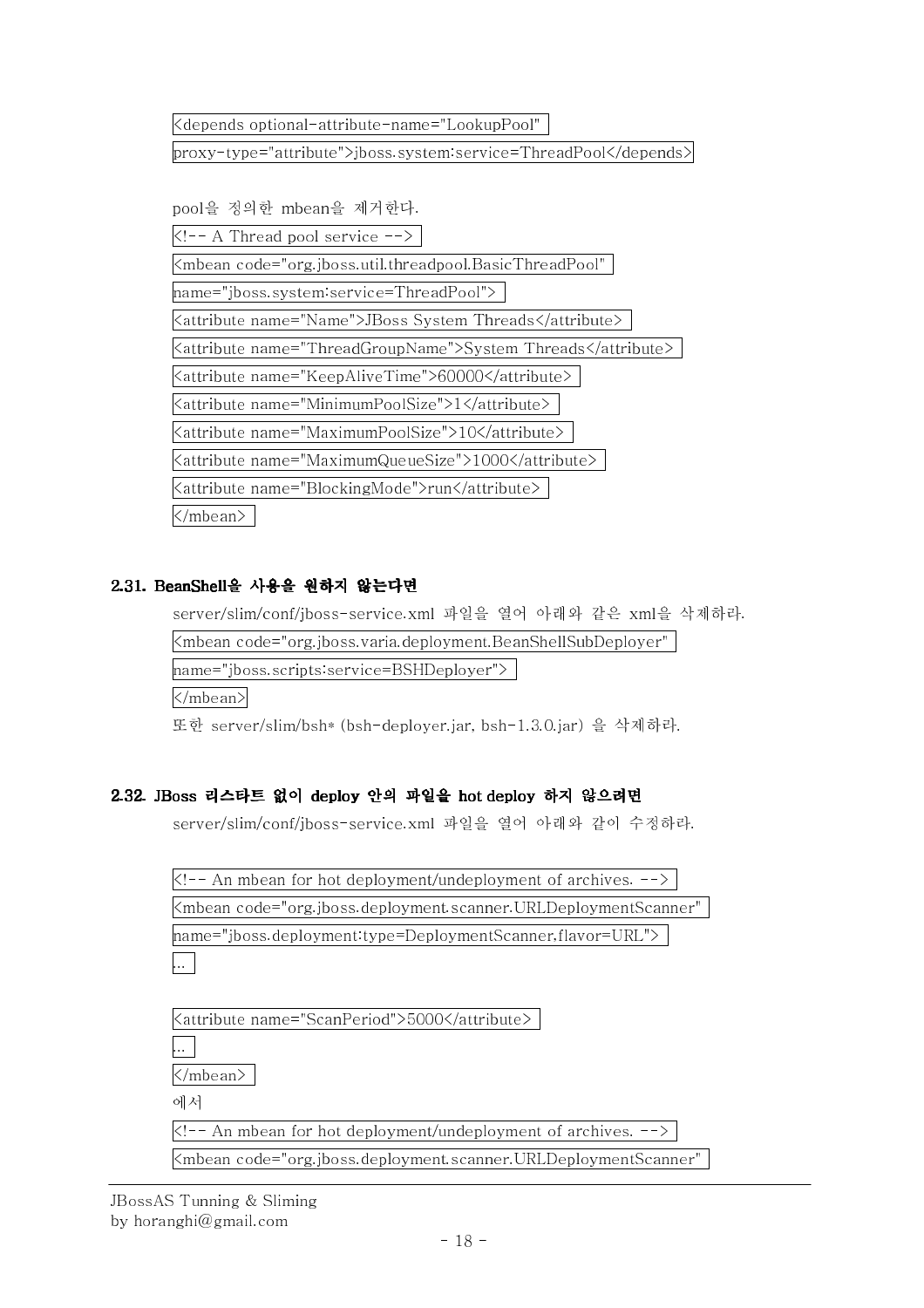```
<depends optional-attribute-name="LookupPool"
proxy-type="attribute">jboss.system:service=ThreadPool</depends>
```

pool을 정의한 mbean을 제거한다.

```
<!-- A Thread pool service -->
<mbean code="org.jboss.util.threadpool.BasicThreadPool"
name="jboss.system:service=ThreadPool">
<attribute name="Name">JBoss System Threads</attribute>
<attribute name="ThreadGroupName">System Threads</attribute>
<attribute name="KeepAliveTime">60000</attribute>
<attribute name="MinimumPoolSize">1</attribute>
<attribute name="MaximumPoolSize">10</attribute>
<attribute name="MaximumQueueSize">1000</attribute>
<attribute name="BlockingMode">run</attribute>
</mbean>
```

### 2.31. BeanShell을 사용을 원하지 않는다면

server/slim/conf/jboss-service.xml 파일을 열어 아래와 같은 xml을 삭제하라.

```
<mbean code="org.jboss.varia.deployment.BeanShellSubDeployer"
name="jboss.scripts:service=BSHDeployer">
</mbean>
```

또한 server/slim/bsh* (bsh-deployer.jar, bsh-1.3.0.jar) 을 삭제하라.

### 2.32. JBoss 리스타트 없이 deploy 안의 파일을 hot deploy 하지 않으려면

server/slim/conf/jboss-service.xml 파일을 열어 아래와 같이 수정하라.

```
<!-- An mbean for hot deployment/undeployment of archives. -->
<mbean code="org.jboss.deployment.scanner.URLDeploymentScanner"
name="jboss.deployment:type=DeploymentScanner,flavor=URL">
...

<attribute name="ScanPeriod">5000</attribute>
...
</mbean>
```

에서

```
<!-- An mbean for hot deployment/undeployment of archives. -->
<mbean code="org.jboss.deployment.scanner.URLDeploymentScanner"
```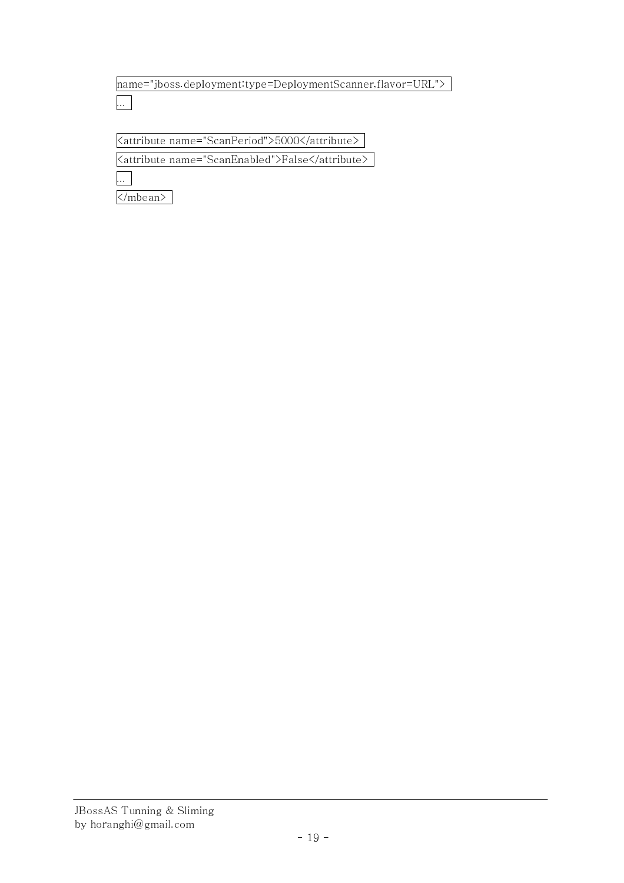```
name="jboss.deployment:type=DeploymentScanner,flavor=URL">
...

<attribute name="ScanPeriod">5000</attribute>
<attribute name="ScanEnabled">False</attribute>
...
</mbean>
```